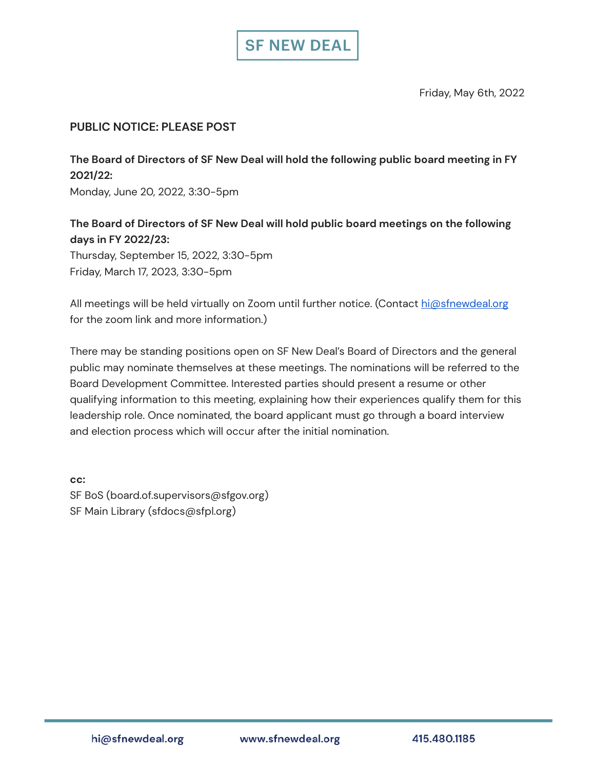# SF NEW DEAL

Friday, May 6th, 2022

**PUBLIC NOTICE: PLEASE POST**

**The Board of Directors of SF New Deal will hold the following public board meeting in FY 2021/22:**
Monday, June 20, 2022, 3:30-5pm

**The Board of Directors of SF New Deal will hold public board meetings on the following days in FY 2022/23:**
Thursday, September 15, 2022, 3:30-5pm
Friday, March 17, 2023, 3:30-5pm

All meetings will be held virtually on Zoom until further notice. (Contact hi@sfnewdeal.org for the zoom link and more information.)

There may be standing positions open on SF New Deal's Board of Directors and the general public may nominate themselves at these meetings. The nominations will be referred to the Board Development Committee. Interested parties should present a resume or other qualifying information to this meeting, explaining how their experiences qualify them for this leadership role. Once nominated, the board applicant must go through a board interview and election process which will occur after the initial nomination.

**cc:**
SF BoS (board.of.supervisors@sfgov.org)
SF Main Library (sfdocs@sfpl.org)

hi@sfnewdeal.org www.sfnewdeal.org 415.480.1185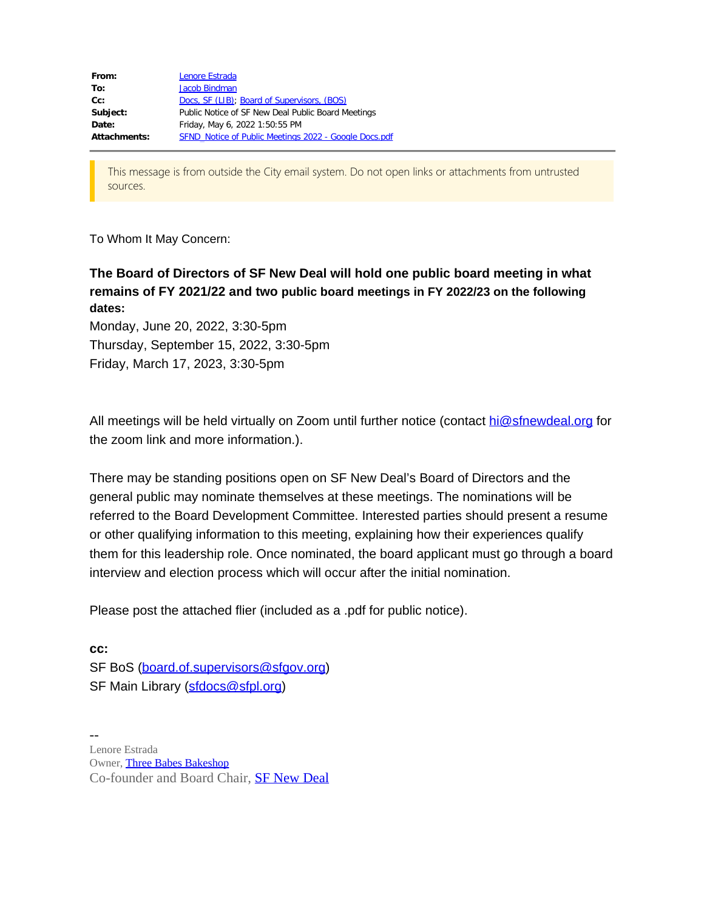| | |
|---|---|
| **From:** | Lenore Estrada |
| **To:** | Jacob Bindman |
| **Cc:** | Docs, SF (LIB); Board of Supervisors, (BOS) |
| **Subject:** | Public Notice of SF New Deal Public Board Meetings |
| **Date:** | Friday, May 6, 2022 1:50:55 PM |
| **Attachments:** | SFND_Notice of Public Meetings 2022 - Google Docs.pdf |

This message is from outside the City email system. Do not open links or attachments from untrusted sources.

To Whom It May Concern:

**The Board of Directors of SF New Deal will hold one public board meeting in what remains of FY 2021/22 and two public board meetings in FY 2022/23 on the following dates:**

Monday, June 20, 2022, 3:30-5pm
Thursday, September 15, 2022, 3:30-5pm
Friday, March 17, 2023, 3:30-5pm

All meetings will be held virtually on Zoom until further notice (contact hi@sfnewdeal.org for the zoom link and more information.).

There may be standing positions open on SF New Deal's Board of Directors and the general public may nominate themselves at these meetings. The nominations will be referred to the Board Development Committee. Interested parties should present a resume or other qualifying information to this meeting, explaining how their experiences qualify them for this leadership role. Once nominated, the board applicant must go through a board interview and election process which will occur after the initial nomination.

Please post the attached flier (included as a .pdf for public notice).

**cc:**
SF BoS (board.of.supervisors@sfgov.org)
SF Main Library (sfdocs@sfpl.org)

--
Lenore Estrada
Owner, Three Babes Bakeshop
Co-founder and Board Chair, SF New Deal